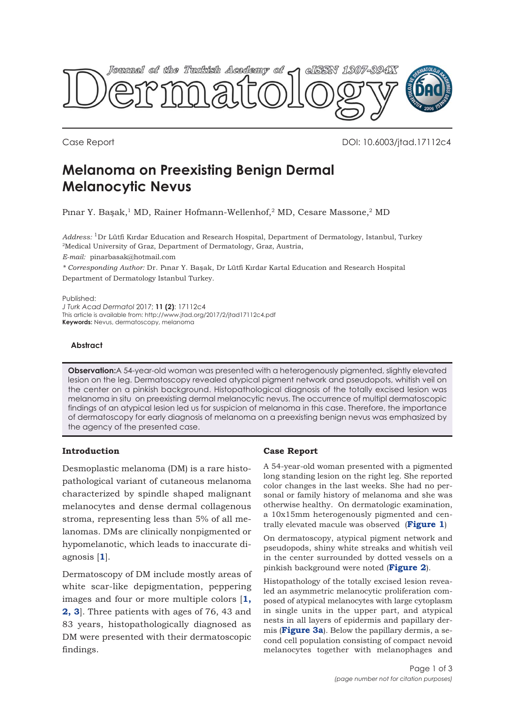Case Report

DOI: 10.6003/jtad.17112c4

# Melanoma on Preexisting Benign Dermal Melanocytic Nevus

Pınar Y. Başak,[1] MD, Rainer Hofmann-Wellenhof,[2] MD, Cesare Massone,[2] MD

*Address:* [1]Dr Lütfi Kırdar Education and Research Hospital, Department of Dermatology, Istanbul, Turkey
[2]Medical University of Graz, Department of Dermatology, Graz, Austria,

*E-mail:* pinarbasak@hotmail.com

*\* Corresponding Author:* Dr. Pınar Y. Başak, Dr Lütfi Kırdar Kartal Education and Research Hospital Department of Dermatology Istanbul Turkey.

Published:
*J Turk Acad Dermatol* 2017; **11 (2)**: 17112c4
This article is available from: http://www.jtad.org/2017/2/jtad17112c4.pdf
**Keywords:** Nevus, dermatoscopy, melanoma

## Abstract

**Observation:** A 54-year-old woman was presented with a heterogenously pigmented, slightly elevated lesion on the leg. Dermatoscopy revealed atypical pigment network and pseudopots, whitish veil on the center on a pinkish background. Histopathological diagnosis of the totally excised lesion was melanoma in situ on preexisting dermal melanocytic nevus. The occurrence of multipl dermatoscopic findings of an atypical lesion led us for suspicion of melanoma in this case. Therefore, the importance of dermatoscopy for early diagnosis of melanoma on a preexisting benign nevus was emphasized by the agency of the presented case.

### Introduction

Desmoplastic melanoma (DM) is a rare histopathological variant of cutaneous melanoma characterized by spindle shaped malignant melanocytes and dense dermal collagenous stroma, representing less than 5% of all melanomas. DMs are clinically nonpigmented or hypomelanotic, which leads to inaccurate diagnosis [**1**].

Dermatoscopy of DM include mostly areas of white scar-like depigmentation, peppering images and four or more multiple colors [**1, 2, 3**]. Three patients with ages of 76, 43 and 83 years, histopathologically diagnosed as DM were presented with their dermatoscopic findings.

### Case Report

A 54-year-old woman presented with a pigmented long standing lesion on the right leg. She reported color changes in the last weeks. She had no personal or family history of melanoma and she was otherwise healthy. On dermatologic examination, a 10x15mm heterogenously pigmented and centrally elevated macule was observed (**Figure 1**)

On dermatoscopy, atypical pigment network and pseudopods, shiny white streaks and whitish veil in the center surrounded by dotted vessels on a pinkish background were noted (**Figure 2**).

Histopathology of the totally excised lesion revealed an asymmetric melanocytic proliferation composed of atypical melanocytes with large cytoplasm in single units in the upper part, and atypical nests in all layers of epidermis and papillary dermis (**Figure 3a**). Below the papillary dermis, a second cell population consisting of compact nevoid melanocytes together with melanophages and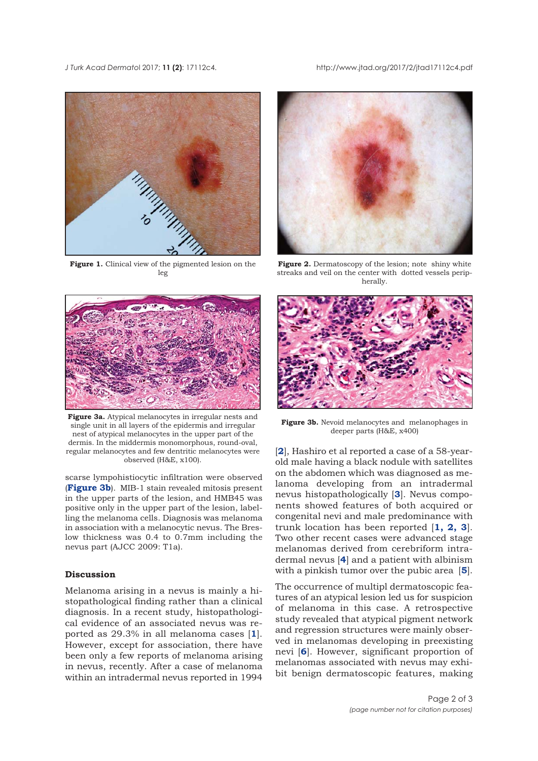**Figure 1.** Clinical view of the pigmented lesion on the leg

**Figure 2.** Dermatoscopy of the lesion; note shiny white streaks and veil on the center with dotted vessels periperally.

**Figure 3a.** Atypical melanocytes in irregular nests and single unit in all layers of the epidermis and irregular nest of atypical melanocytes in the upper part of the dermis. In the middermis monomorphous, round-oval, regular melanocytes and few dentritic melanocytes were observed (H&E, x100).

**Figure 3b.** Nevoid melanocytes and melanophages in deeper parts (H&E, x400)

scarse lympohistiocytic infiltration were observed (**Figure 3b**). MIB-1 stain revealed mitosis present in the upper parts of the lesion, and HMB45 was positive only in the upper part of the lesion, labelling the melanoma cells. Diagnosis was melanoma in association with a melanocytic nevus. The Breslow thickness was 0.4 to 0.7mm including the nevus part (AJCC 2009: T1a).

## Discussion

Melanoma arising in a nevus is mainly a histopathological finding rather than a clinical diagnosis. In a recent study, histopathological evidence of an associated nevus was reported as 29.3% in all melanoma cases [**1**]. However, except for association, there have been only a few reports of melanoma arising in nevus, recently. After a case of melanoma within an intradermal nevus reported in 1994 [**2**], Hashiro et al reported a case of a 58-year-old male having a black nodule with satellites on the abdomen which was diagnosed as melanoma developing from an intradermal nevus histopathologically [**3**]. Nevus components showed features of both acquired or congenital nevi and male predominance with trunk location has been reported [**1, 2, 3**]. Two other recent cases were advanced stage melanomas derived from cerebriform intradermal nevus [**4**] and a patient with albinism with a pinkish tumor over the pubic area [**5**].

The occurrence of multipl dermatoscopic features of an atypical lesion led us for suspicion of melanoma in this case. A retrospective study revealed that atypical pigment network and regression structures were mainly observed in melanomas developing in preexisting nevi [**6**]. However, significant proportion of melanomas associated with nevus may exhibit benign dermatoscopic features, making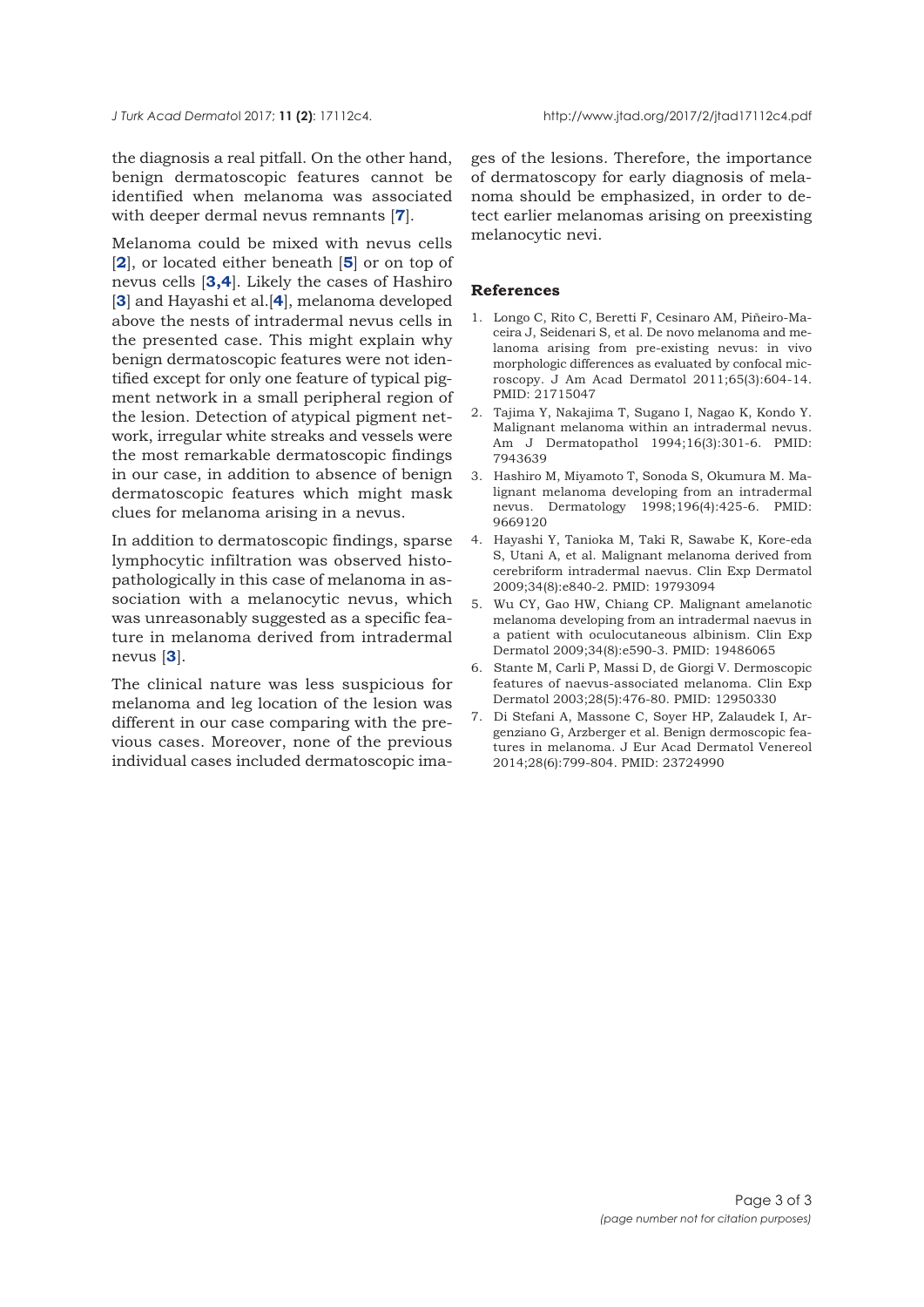the diagnosis a real pitfall. On the other hand, benign dermatoscopic features cannot be identified when melanoma was associated with deeper dermal nevus remnants [**7**].

Melanoma could be mixed with nevus cells [**2**], or located either beneath [**5**] or on top of nevus cells [**3,4**]. Likely the cases of Hashiro [**3**] and Hayashi et al.[**4**], melanoma developed above the nests of intradermal nevus cells in the presented case. This might explain why benign dermatoscopic features were not identified except for only one feature of typical pigment network in a small peripheral region of the lesion. Detection of atypical pigment network, irregular white streaks and vessels were the most remarkable dermatoscopic findings in our case, in addition to absence of benign dermatoscopic features which might mask clues for melanoma arising in a nevus.

In addition to dermatoscopic findings, sparse lymphocytic infiltration was observed histopathologically in this case of melanoma in association with a melanocytic nevus, which was unreasonably suggested as a specific feature in melanoma derived from intradermal nevus [**3**].

The clinical nature was less suspicious for melanoma and leg location of the lesion was different in our case comparing with the previous cases. Moreover, none of the previous individual cases included dermatoscopic images of the lesions. Therefore, the importance of dermatoscopy for early diagnosis of melanoma should be emphasized, in order to detect earlier melanomas arising on preexisting melanocytic nevi.

## References

1. Longo C, Rito C, Beretti F, Cesinaro AM, Piñeiro-Maceira J, Seidenari S, et al. De novo melanoma and melanoma arising from pre-existing nevus: in vivo morphologic differences as evaluated by confocal microscopy. J Am Acad Dermatol 2011;65(3):604-14. PMID: 21715047
2. Tajima Y, Nakajima T, Sugano I, Nagao K, Kondo Y. Malignant melanoma within an intradermal nevus. Am J Dermatopathol 1994;16(3):301-6. PMID: 7943639
3. Hashiro M, Miyamoto T, Sonoda S, Okumura M. Malignant melanoma developing from an intradermal nevus. Dermatology 1998;196(4):425-6. PMID: 9669120
4. Hayashi Y, Tanioka M, Taki R, Sawabe K, Kore-eda S, Utani A, et al. Malignant melanoma derived from cerebriform intradermal naevus. Clin Exp Dermatol 2009;34(8):e840-2. PMID: 19793094
5. Wu CY, Gao HW, Chiang CP. Malignant amelanotic melanoma developing from an intradermal naevus in a patient with oculocutaneous albinism. Clin Exp Dermatol 2009;34(8):e590-3. PMID: 19486065
6. Stante M, Carli P, Massi D, de Giorgi V. Dermoscopic features of naevus-associated melanoma. Clin Exp Dermatol 2003;28(5):476-80. PMID: 12950330
7. Di Stefani A, Massone C, Soyer HP, Zalaudek I, Argenziano G, Arzberger et al. Benign dermoscopic features in melanoma. J Eur Acad Dermatol Venereol 2014;28(6):799-804. PMID: 23724990